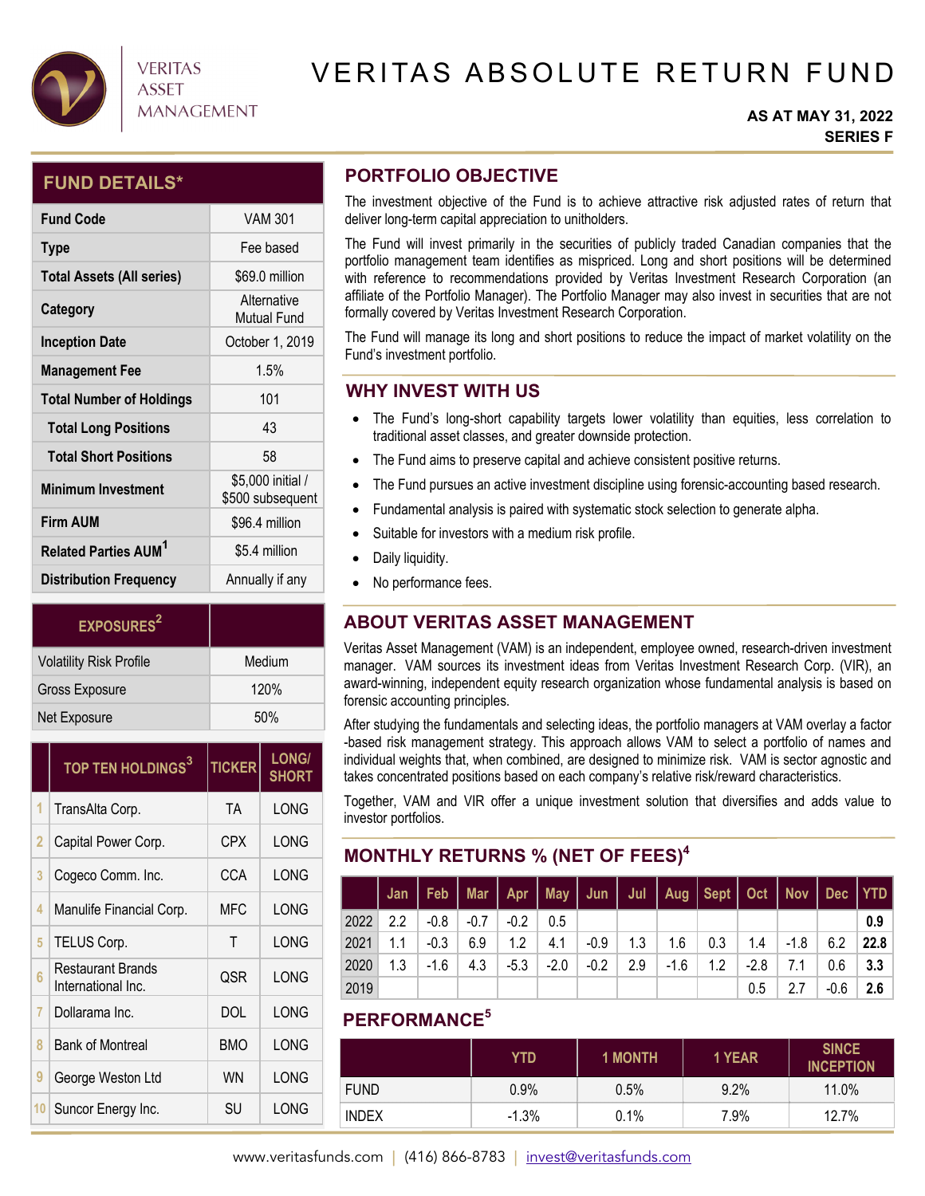VERITAS ASSET MANAGEMENT

# VERITAS ABSOLUTE RETURN FUND

**AS AT MAY 31, 2022**
**SERIES F**

## FUND DETAILS*

| | |
|---|---|
| **Fund Code** | VAM 301 |
| **Type** | Fee based |
| **Total Assets (All series)** | $69.0 million |
| **Category** | Alternative Mutual Fund |
| **Inception Date** | October 1, 2019 |
| **Management Fee** | 1.5% |
| **Total Number of Holdings** | 101 |
| **Total Long Positions** | 43 |
| **Total Short Positions** | 58 |
| **Minimum Investment** | $5,000 initial / $500 subsequent |
| **Firm AUM** | $96.4 million |
| **Related Parties AUM[1]** | $5.4 million |
| **Distribution Frequency** | Annually if any |

| EXPOSURES[2] | |
|---|---|
| Volatility Risk Profile | Medium |
| Gross Exposure | 120% |
| Net Exposure | 50% |

| | TOP TEN HOLDINGS[3] | TICKER | LONG/ SHORT |
|---|---|---|---|
| 1 | TransAlta Corp. | TA | LONG |
| 2 | Capital Power Corp. | CPX | LONG |
| 3 | Cogeco Comm. Inc. | CCA | LONG |
| 4 | Manulife Financial Corp. | MFC | LONG |
| 5 | TELUS Corp. | T | LONG |
| 6 | Restaurant Brands International Inc. | QSR | LONG |
| 7 | Dollarama Inc. | DOL | LONG |
| 8 | Bank of Montreal | BMO | LONG |
| 9 | George Weston Ltd | WN | LONG |
| 10 | Suncor Energy Inc. | SU | LONG |

## PORTFOLIO OBJECTIVE

The investment objective of the Fund is to achieve attractive risk adjusted rates of return that deliver long-term capital appreciation to unitholders.

The Fund will invest primarily in the securities of publicly traded Canadian companies that the portfolio management team identifies as mispriced. Long and short positions will be determined with reference to recommendations provided by Veritas Investment Research Corporation (an affiliate of the Portfolio Manager). The Portfolio Manager may also invest in securities that are not formally covered by Veritas Investment Research Corporation.

The Fund will manage its long and short positions to reduce the impact of market volatility on the Fund's investment portfolio.

## WHY INVEST WITH US

- The Fund's long-short capability targets lower volatility than equities, less correlation to traditional asset classes, and greater downside protection.
- The Fund aims to preserve capital and achieve consistent positive returns.
- The Fund pursues an active investment discipline using forensic-accounting based research.
- Fundamental analysis is paired with systematic stock selection to generate alpha.
- Suitable for investors with a medium risk profile.
- Daily liquidity.
- No performance fees.

## ABOUT VERITAS ASSET MANAGEMENT

Veritas Asset Management (VAM) is an independent, employee owned, research-driven investment manager. VAM sources its investment ideas from Veritas Investment Research Corp. (VIR), an award-winning, independent equity research organization whose fundamental analysis is based on forensic accounting principles.

After studying the fundamentals and selecting ideas, the portfolio managers at VAM overlay a factor -based risk management strategy. This approach allows VAM to select a portfolio of names and individual weights that, when combined, are designed to minimize risk. VAM is sector agnostic and takes concentrated positions based on each company's relative risk/reward characteristics.

Together, VAM and VIR offer a unique investment solution that diversifies and adds value to investor portfolios.

## MONTHLY RETURNS % (NET OF FEES)[4]

| | Jan | Feb | Mar | Apr | May | Jun | Jul | Aug | Sept | Oct | Nov | Dec | YTD |
|---|---|---|---|---|---|---|---|---|---|---|---|---|---|
| 2022 | 2.2 | -0.8 | -0.7 | -0.2 | 0.5 | | | | | | | | **0.9** |
| 2021 | 1.1 | -0.3 | 6.9 | 1.2 | 4.1 | -0.9 | 1.3 | 1.6 | 0.3 | 1.4 | -1.8 | 6.2 | **22.8** |
| 2020 | 1.3 | -1.6 | 4.3 | -5.3 | -2.0 | -0.2 | 2.9 | -1.6 | 1.2 | -2.8 | 7.1 | 0.6 | **3.3** |
| 2019 | | | | | | | | | | 0.5 | 2.7 | -0.6 | **2.6** |

## PERFORMANCE[5]

| | YTD | 1 MONTH | 1 YEAR | SINCE INCEPTION |
|---|---|---|---|---|
| FUND | 0.9% | 0.5% | 9.2% | 11.0% |
| INDEX | -1.3% | 0.1% | 7.9% | 12.7% |

www.veritasfunds.com | (416) 866-8783 | invest@veritasfunds.com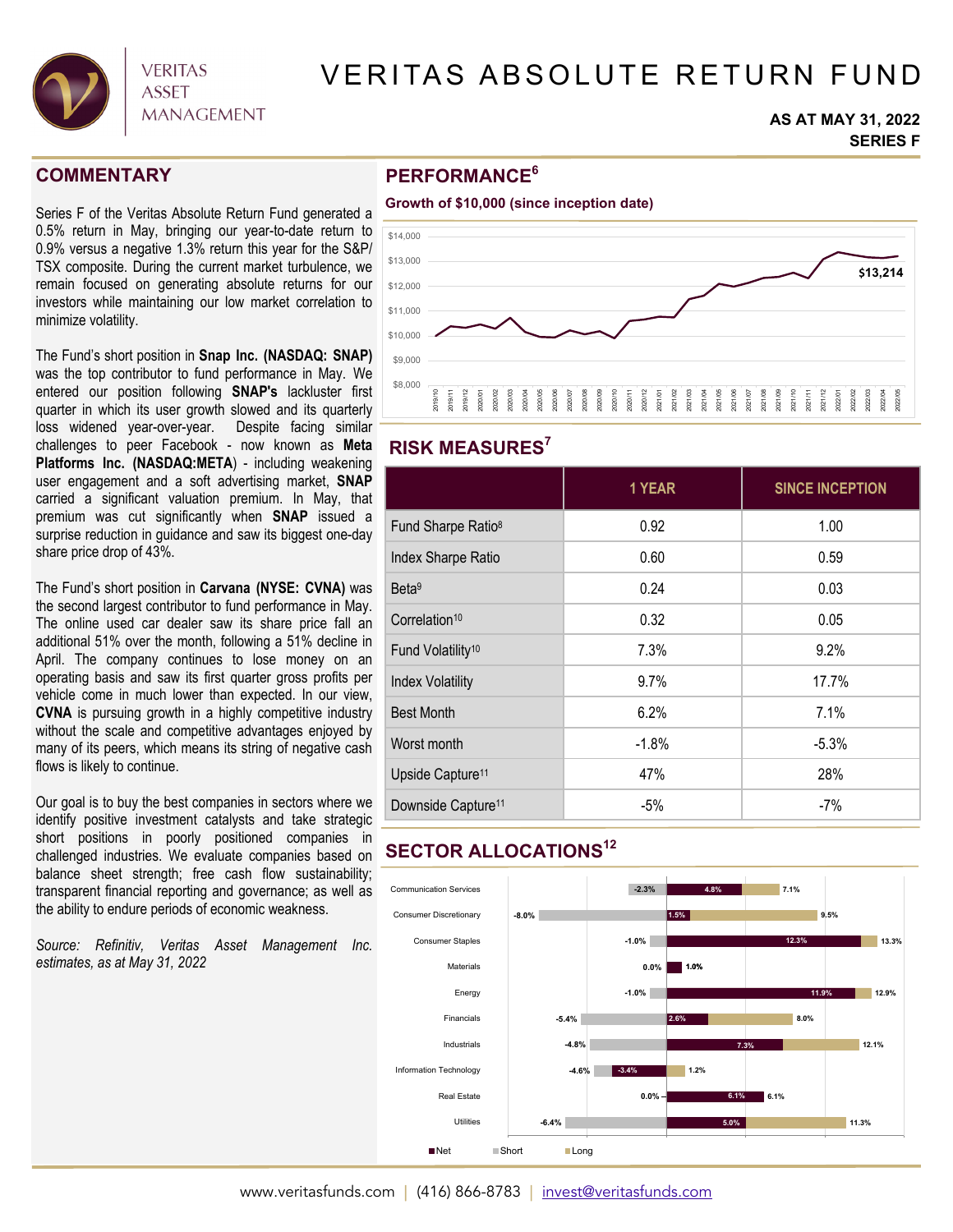# VERITAS ABSOLUTE RETURN FUND

**AS AT MAY 31, 2022**
**SERIES F**

## COMMENTARY

Series F of the Veritas Absolute Return Fund generated a 0.5% return in May, bringing our year-to-date return to 0.9% versus a negative 1.3% return this year for the S&P/TSX composite. During the current market turbulence, we remain focused on generating absolute returns for our investors while maintaining our low market correlation to minimize volatility.

The Fund's short position in **Snap Inc. (NASDAQ: SNAP)** was the top contributor to fund performance in May. We entered our position following **SNAP's** lackluster first quarter in which its user growth slowed and its quarterly loss widened year-over-year. Despite facing similar challenges to peer Facebook - now known as **Meta Platforms Inc. (NASDAQ:META)** - including weakening user engagement and a soft advertising market, **SNAP** carried a significant valuation premium. In May, that premium was cut significantly when **SNAP** issued a surprise reduction in guidance and saw its biggest one-day share price drop of 43%.

The Fund's short position in **Carvana (NYSE: CVNA)** was the second largest contributor to fund performance in May. The online used car dealer saw its share price fall an additional 51% over the month, following a 51% decline in April. The company continues to lose money on an operating basis and saw its first quarter gross profits per vehicle come in much lower than expected. In our view, **CVNA** is pursuing growth in a highly competitive industry without the scale and competitive advantages enjoyed by many of its peers, which means its string of negative cash flows is likely to continue.

Our goal is to buy the best companies in sectors where we identify positive investment catalysts and take strategic short positions in poorly positioned companies in challenged industries. We evaluate companies based on balance sheet strength; free cash flow sustainability; transparent financial reporting and governance; as well as the ability to endure periods of economic weakness.

*Source: Refinitiv, Veritas Asset Management Inc. estimates, as at May 31, 2022*

## PERFORMANCE[6]

**Growth of $10,000 (since inception date)**

Chart: growth from $10,000 (2019/10) to $13,214 (2022/05).

## RISK MEASURES[7]

| | 1 YEAR | SINCE INCEPTION |
|---|---|---|
| Fund Sharpe Ratio[8] | 0.92 | 1.00 |
| Index Sharpe Ratio | 0.60 | 0.59 |
| Beta[9] | 0.24 | 0.03 |
| Correlation[10] | 0.32 | 0.05 |
| Fund Volatility[10] | 7.3% | 9.2% |
| Index Volatility | 9.7% | 17.7% |
| Best Month | 6.2% | 7.1% |
| Worst month | -1.8% | -5.3% |
| Upside Capture[11] | 47% | 28% |
| Downside Capture[11] | -5% | -7% |

## SECTOR ALLOCATIONS[12]

| Sector | Net | Short | Long |
|---|---|---|---|
| Communication Services | 4.8% | -2.3% | 7.1% |
| Consumer Discretionary | 1.5% | -8.0% | 9.5% |
| Consumer Staples | 12.3% | -1.0% | 13.3% |
| Materials | 1.0% | 0.0% | 1.0% |
| Energy | 11.9% | -1.0% | 12.9% |
| Financials | 2.6% | -5.4% | 8.0% |
| Industrials | 7.3% | -4.8% | 12.1% |
| Information Technology | -3.4% | -4.6% | 1.2% |
| Real Estate | 6.1% | 0.0% | 6.1% |
| Utilities | 5.0% | -6.4% | 11.3% |

www.veritasfunds.com | (416) 866-8783 | invest@veritasfunds.com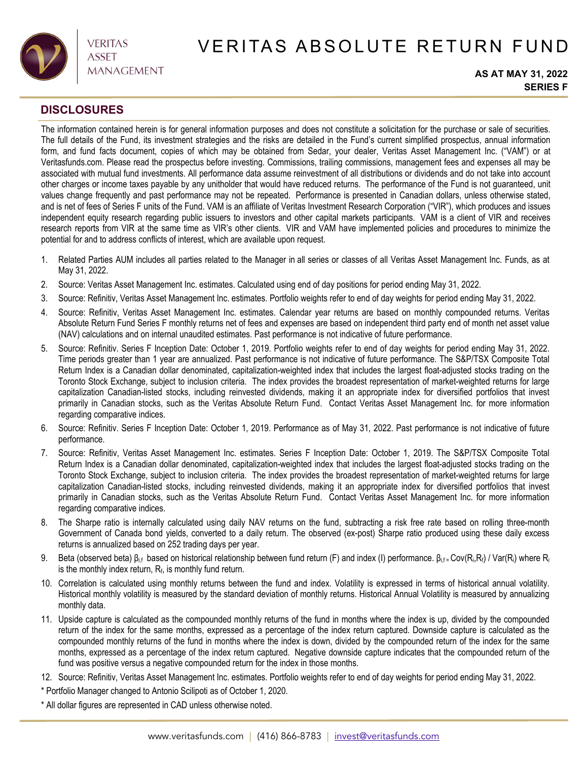# VERITAS ABSOLUTE RETURN FUND

**AS AT MAY 31, 2022**
**SERIES F**

## DISCLOSURES

The information contained herein is for general information purposes and does not constitute a solicitation for the purchase or sale of securities. The full details of the Fund, its investment strategies and the risks are detailed in the Fund's current simplified prospectus, annual information form, and fund facts document, copies of which may be obtained from Sedar, your dealer, Veritas Asset Management Inc. ("VAM") or at Veritasfunds.com. Please read the prospectus before investing. Commissions, trailing commissions, management fees and expenses all may be associated with mutual fund investments. All performance data assume reinvestment of all distributions or dividends and do not take into account other charges or income taxes payable by any unitholder that would have reduced returns. The performance of the Fund is not guaranteed, unit values change frequently and past performance may not be repeated. Performance is presented in Canadian dollars, unless otherwise stated, and is net of fees of Series F units of the Fund. VAM is an affiliate of Veritas Investment Research Corporation ("VIR"), which produces and issues independent equity research regarding public issuers to investors and other capital markets participants. VAM is a client of VIR and receives research reports from VIR at the same time as VIR's other clients. VIR and VAM have implemented policies and procedures to minimize the potential for and to address conflicts of interest, which are available upon request.

1. Related Parties AUM includes all parties related to the Manager in all series or classes of all Veritas Asset Management Inc. Funds, as at May 31, 2022.
2. Source: Veritas Asset Management Inc. estimates. Calculated using end of day positions for period ending May 31, 2022.
3. Source: Refinitiv, Veritas Asset Management Inc. estimates. Portfolio weights refer to end of day weights for period ending May 31, 2022.
4. Source: Refinitiv, Veritas Asset Management Inc. estimates. Calendar year returns are based on monthly compounded returns. Veritas Absolute Return Fund Series F monthly returns net of fees and expenses are based on independent third party end of month net asset value (NAV) calculations and on internal unaudited estimates. Past performance is not indicative of future performance.
5. Source: Refinitiv. Series F Inception Date: October 1, 2019. Portfolio weights refer to end of day weights for period ending May 31, 2022. Time periods greater than 1 year are annualized. Past performance is not indicative of future performance. The S&P/TSX Composite Total Return Index is a Canadian dollar denominated, capitalization-weighted index that includes the largest float-adjusted stocks trading on the Toronto Stock Exchange, subject to inclusion criteria. The index provides the broadest representation of market-weighted returns for large capitalization Canadian-listed stocks, including reinvested dividends, making it an appropriate index for diversified portfolios that invest primarily in Canadian stocks, such as the Veritas Absolute Return Fund. Contact Veritas Asset Management Inc. for more information regarding comparative indices.
6. Source: Refinitiv. Series F Inception Date: October 1, 2019. Performance as of May 31, 2022. Past performance is not indicative of future performance.
7. Source: Refinitiv, Veritas Asset Management Inc. estimates. Series F Inception Date: October 1, 2019. The S&P/TSX Composite Total Return Index is a Canadian dollar denominated, capitalization-weighted index that includes the largest float-adjusted stocks trading on the Toronto Stock Exchange, subject to inclusion criteria. The index provides the broadest representation of market-weighted returns for large capitalization Canadian-listed stocks, including reinvested dividends, making it an appropriate index for diversified portfolios that invest primarily in Canadian stocks, such as the Veritas Absolute Return Fund. Contact Veritas Asset Management Inc. for more information regarding comparative indices.
8. The Sharpe ratio is internally calculated using daily NAV returns on the fund, subtracting a risk free rate based on rolling three-month Government of Canada bond yields, converted to a daily return. The observed (ex-post) Sharpe ratio produced using these daily excess returns is annualized based on 252 trading days per year.
9. Beta (observed beta) $\beta_{i,f}$ based on historical relationship between fund return (F) and index (I) performance. $\beta_{i,f} = Cov(R_i, R_f) / Var(R_i)$ where $R_i$ is the monthly index return, $R_f$, is monthly fund return.
10. Correlation is calculated using monthly returns between the fund and index. Volatility is expressed in terms of historical annual volatility. Historical monthly volatility is measured by the standard deviation of monthly returns. Historical Annual Volatility is measured by annualizing monthly data.
11. Upside capture is calculated as the compounded monthly returns of the fund in months where the index is up, divided by the compounded return of the index for the same months, expressed as a percentage of the index return captured. Downside capture is calculated as the compounded monthly returns of the fund in months where the index is down, divided by the compounded return of the index for the same months, expressed as a percentage of the index return captured. Negative downside capture indicates that the compounded return of the fund was positive versus a negative compounded return for the index in those months.
12. Source: Refinitiv, Veritas Asset Management Inc. estimates. Portfolio weights refer to end of day weights for period ending May 31, 2022.

\* Portfolio Manager changed to Antonio Scilipoti as of October 1, 2020.

\* All dollar figures are represented in CAD unless otherwise noted.

www.veritasfunds.com | (416) 866-8783 | invest@veritasfunds.com